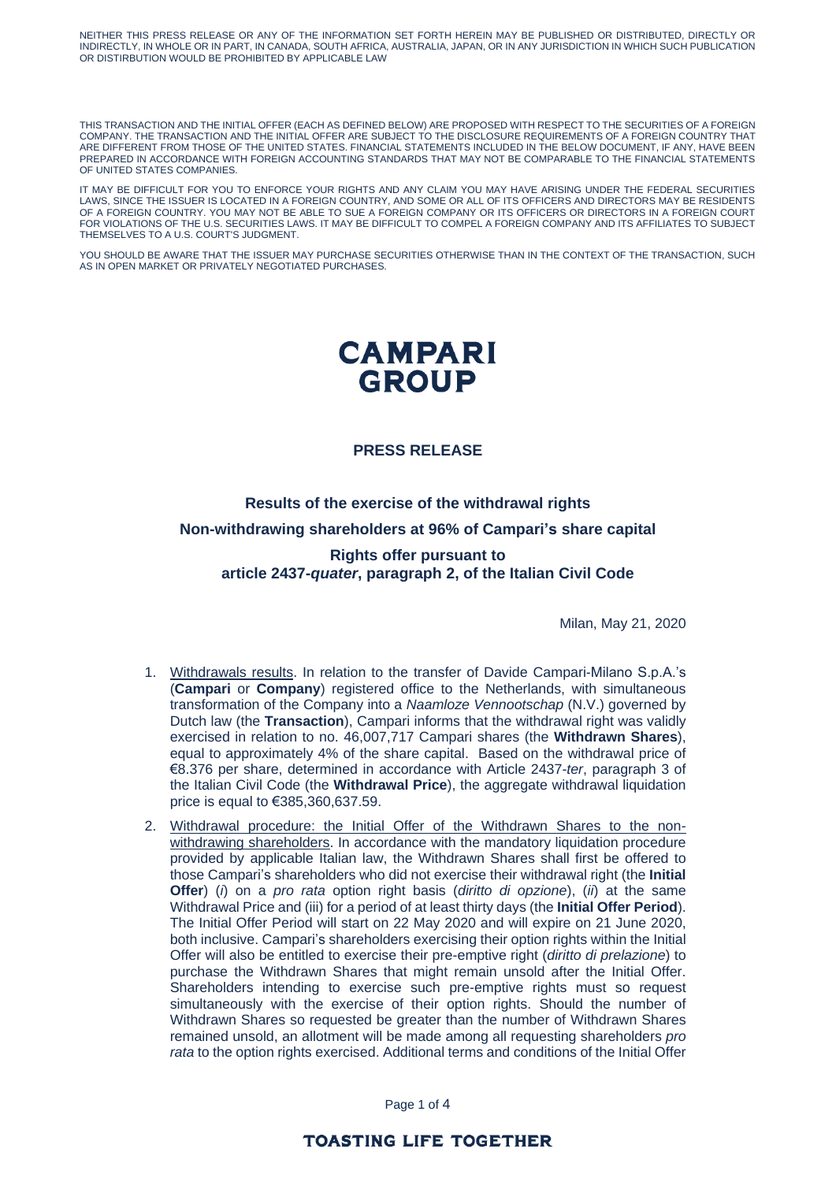NEITHER THIS PRESS RELEASE OR ANY OF THE INFORMATION SET FORTH HEREIN MAY BE PUBLISHED OR DISTRIBUTED, DIRECTLY OR INDIRECTLY, IN WHOLE OR IN PART, IN CANADA, SOUTH AFRICA, AUSTRALIA, JAPAN, OR IN ANY JURISDICTION IN WHICH SUCH PUBLICATION OR DISTIRBUTION WOULD BE PROHIBITED BY APPLICABLE LAW

THIS TRANSACTION AND THE INITIAL OFFER (EACH AS DEFINED BELOW) ARE PROPOSED WITH RESPECT TO THE SECURITIES OF A FOREIGN COMPANY. THE TRANSACTION AND THE INITIAL OFFER ARE SUBJECT TO THE DISCLOSURE REQUIREMENTS OF A FOREIGN COUNTRY THAT ARE DIFFERENT FROM THOSE OF THE UNITED STATES. FINANCIAL STATEMENTS INCLUDED IN THE BELOW DOCUMENT, IF ANY, HAVE BEEN PREPARED IN ACCORDANCE WITH FOREIGN ACCOUNTING STANDARDS THAT MAY NOT BE COMPARABLE TO THE FINANCIAL STATEMENTS OF UNITED STATES COMPANIES.

IT MAY BE DIFFICULT FOR YOU TO ENFORCE YOUR RIGHTS AND ANY CLAIM YOU MAY HAVE ARISING UNDER THE FEDERAL SECURITIES LAWS, SINCE THE ISSUER IS LOCATED IN A FOREIGN COUNTRY, AND SOME OR ALL OF ITS OFFICERS AND DIRECTORS MAY BE RESIDENTS OF A FOREIGN COUNTRY. YOU MAY NOT BE ABLE TO SUE A FOREIGN COMPANY OR ITS OFFICERS OR DIRECTORS IN A FOREIGN COURT FOR VIOLATIONS OF THE U.S. SECURITIES LAWS. IT MAY BE DIFFICULT TO COMPEL A FOREIGN COMPANY AND ITS AFFILIATES TO SUBJECT THEMSELVES TO A U.S. COURT'S JUDGMENT.

YOU SHOULD BE AWARE THAT THE ISSUER MAY PURCHASE SECURITIES OTHERWISE THAN IN THE CONTEXT OF THE TRANSACTION, SUCH AS IN OPEN MARKET OR PRIVATELY NEGOTIATED PURCHASES.

**CAMPARI GROUP**

## PRESS RELEASE

### Results of the exercise of the withdrawal rights

### Non-withdrawing shareholders at 96% of Campari's share capital

### Rights offer pursuant to article 2437-*quater*, paragraph 2, of the Italian Civil Code

Milan, May 21, 2020

1. Withdrawals results. In relation to the transfer of Davide Campari-Milano S.p.A.'s (**Campari** or **Company**) registered office to the Netherlands, with simultaneous transformation of the Company into a *Naamloze Vennootschap* (N.V.) governed by Dutch law (the **Transaction**), Campari informs that the withdrawal right was validly exercised in relation to no. 46,007,717 Campari shares (the **Withdrawn Shares**), equal to approximately 4% of the share capital. Based on the withdrawal price of €8.376 per share, determined in accordance with Article 2437-*ter*, paragraph 3 of the Italian Civil Code (the **Withdrawal Price**), the aggregate withdrawal liquidation price is equal to €385,360,637.59.
2. Withdrawal procedure: the Initial Offer of the Withdrawn Shares to the non-withdrawing shareholders. In accordance with the mandatory liquidation procedure provided by applicable Italian law, the Withdrawn Shares shall first be offered to those Campari's shareholders who did not exercise their withdrawal right (the **Initial Offer**) (*i*) on a *pro rata* option right basis (*diritto di opzione*), (*ii*) at the same Withdrawal Price and (iii) for a period of at least thirty days (the **Initial Offer Period**). The Initial Offer Period will start on 22 May 2020 and will expire on 21 June 2020, both inclusive. Campari's shareholders exercising their option rights within the Initial Offer will also be entitled to exercise their pre-emptive right (*diritto di prelazione*) to purchase the Withdrawn Shares that might remain unsold after the Initial Offer. Shareholders intending to exercise such pre-emptive rights must so request simultaneously with the exercise of their option rights. Should the number of Withdrawn Shares so requested be greater than the number of Withdrawn Shares remained unsold, an allotment will be made among all requesting shareholders *pro rata* to the option rights exercised. Additional terms and conditions of the Initial Offer

TOASTING LIFE TOGETHER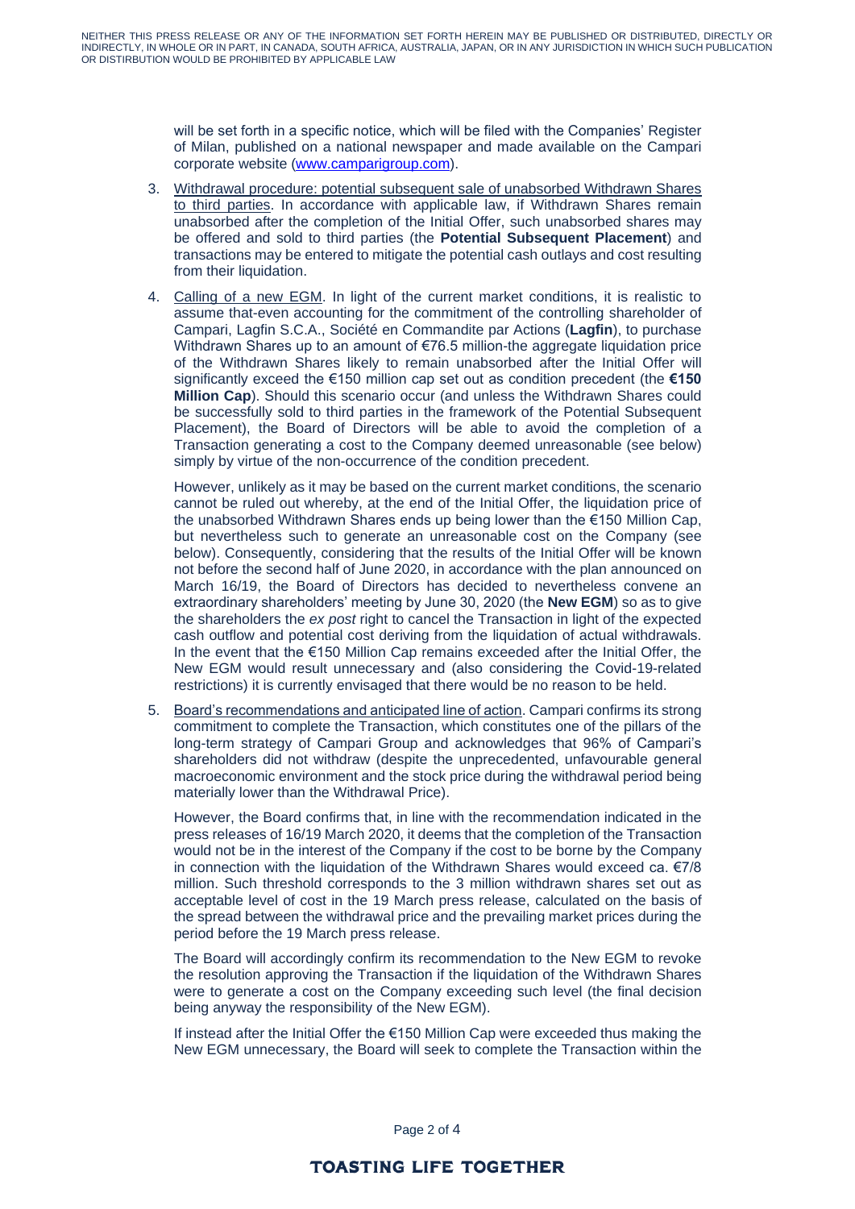will be set forth in a specific notice, which will be filed with the Companies' Register of Milan, published on a national newspaper and made available on the Campari corporate website (www.camparigroup.com).

3. Withdrawal procedure: potential subsequent sale of unabsorbed Withdrawn Shares to third parties. In accordance with applicable law, if Withdrawn Shares remain unabsorbed after the completion of the Initial Offer, such unabsorbed shares may be offered and sold to third parties (the **Potential Subsequent Placement**) and transactions may be entered to mitigate the potential cash outlays and cost resulting from their liquidation.

4. Calling of a new EGM. In light of the current market conditions, it is realistic to assume that-even accounting for the commitment of the controlling shareholder of Campari, Lagfin S.C.A., Société en Commandite par Actions (**Lagfin**), to purchase Withdrawn Shares up to an amount of €76.5 million-the aggregate liquidation price of the Withdrawn Shares likely to remain unabsorbed after the Initial Offer will significantly exceed the €150 million cap set out as condition precedent (the **€150 Million Cap**). Should this scenario occur (and unless the Withdrawn Shares could be successfully sold to third parties in the framework of the Potential Subsequent Placement), the Board of Directors will be able to avoid the completion of a Transaction generating a cost to the Company deemed unreasonable (see below) simply by virtue of the non-occurrence of the condition precedent.

   However, unlikely as it may be based on the current market conditions, the scenario cannot be ruled out whereby, at the end of the Initial Offer, the liquidation price of the unabsorbed Withdrawn Shares ends up being lower than the €150 Million Cap, but nevertheless such to generate an unreasonable cost on the Company (see below). Consequently, considering that the results of the Initial Offer will be known not before the second half of June 2020, in accordance with the plan announced on March 16/19, the Board of Directors has decided to nevertheless convene an extraordinary shareholders' meeting by June 30, 2020 (the **New EGM**) so as to give the shareholders the *ex post* right to cancel the Transaction in light of the expected cash outflow and potential cost deriving from the liquidation of actual withdrawals. In the event that the €150 Million Cap remains exceeded after the Initial Offer, the New EGM would result unnecessary and (also considering the Covid-19-related restrictions) it is currently envisaged that there would be no reason to be held.

5. Board's recommendations and anticipated line of action. Campari confirms its strong commitment to complete the Transaction, which constitutes one of the pillars of the long-term strategy of Campari Group and acknowledges that 96% of Campari's shareholders did not withdraw (despite the unprecedented, unfavourable general macroeconomic environment and the stock price during the withdrawal period being materially lower than the Withdrawal Price).

   However, the Board confirms that, in line with the recommendation indicated in the press releases of 16/19 March 2020, it deems that the completion of the Transaction would not be in the interest of the Company if the cost to be borne by the Company in connection with the liquidation of the Withdrawn Shares would exceed ca. €7/8 million. Such threshold corresponds to the 3 million withdrawn shares set out as acceptable level of cost in the 19 March press release, calculated on the basis of the spread between the withdrawal price and the prevailing market prices during the period before the 19 March press release.

   The Board will accordingly confirm its recommendation to the New EGM to revoke the resolution approving the Transaction if the liquidation of the Withdrawn Shares were to generate a cost on the Company exceeding such level (the final decision being anyway the responsibility of the New EGM).

   If instead after the Initial Offer the €150 Million Cap were exceeded thus making the New EGM unnecessary, the Board will seek to complete the Transaction within the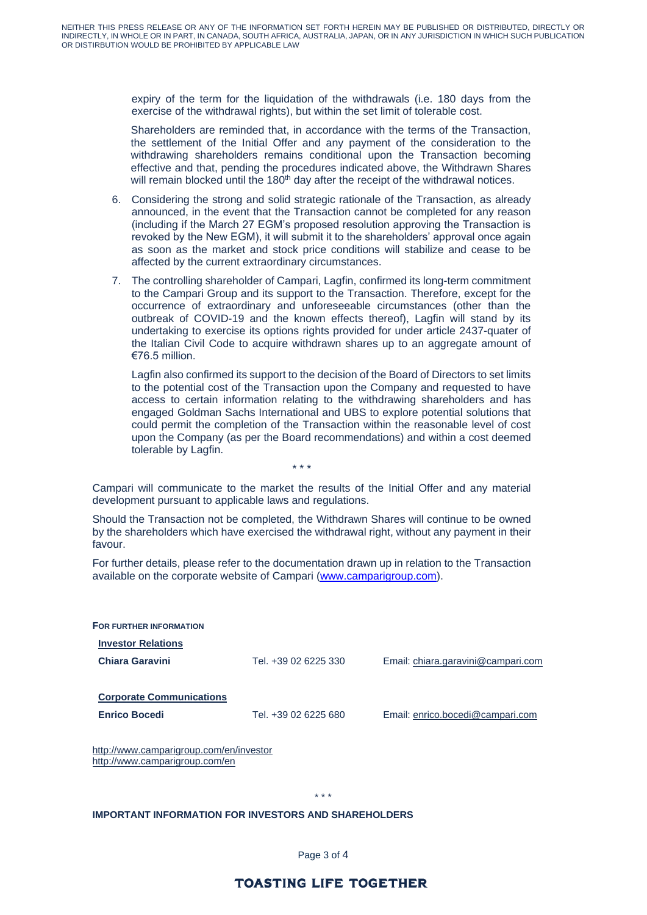expiry of the term for the liquidation of the withdrawals (i.e. 180 days from the exercise of the withdrawal rights), but within the set limit of tolerable cost.

Shareholders are reminded that, in accordance with the terms of the Transaction, the settlement of the Initial Offer and any payment of the consideration to the withdrawing shareholders remains conditional upon the Transaction becoming effective and that, pending the procedures indicated above, the Withdrawn Shares will remain blocked until the 180th day after the receipt of the withdrawal notices.

6. Considering the strong and solid strategic rationale of the Transaction, as already announced, in the event that the Transaction cannot be completed for any reason (including if the March 27 EGM's proposed resolution approving the Transaction is revoked by the New EGM), it will submit it to the shareholders' approval once again as soon as the market and stock price conditions will stabilize and cease to be affected by the current extraordinary circumstances.

7. The controlling shareholder of Campari, Lagfin, confirmed its long-term commitment to the Campari Group and its support to the Transaction. Therefore, except for the occurrence of extraordinary and unforeseeable circumstances (other than the outbreak of COVID-19 and the known effects thereof), Lagfin will stand by its undertaking to exercise its options rights provided for under article 2437-quater of the Italian Civil Code to acquire withdrawn shares up to an aggregate amount of €76.5 million.

   Lagfin also confirmed its support to the decision of the Board of Directors to set limits to the potential cost of the Transaction upon the Company and requested to have access to certain information relating to the withdrawing shareholders and has engaged Goldman Sachs International and UBS to explore potential solutions that could permit the completion of the Transaction within the reasonable level of cost upon the Company (as per the Board recommendations) and within a cost deemed tolerable by Lagfin.

\* \* \*

Campari will communicate to the market the results of the Initial Offer and any material development pursuant to applicable laws and regulations.

Should the Transaction not be completed, the Withdrawn Shares will continue to be owned by the shareholders which have exercised the withdrawal right, without any payment in their favour.

For further details, please refer to the documentation drawn up in relation to the Transaction available on the corporate website of Campari (www.camparigroup.com).

**FOR FURTHER INFORMATION**

**Investor Relations**

| | | |
|---|---|---|
| **Chiara Garavini** | Tel. +39 02 6225 330 | Email: chiara.garavini@campari.com |

**Corporate Communications**

| | | |
|---|---|---|
| **Enrico Bocedi** | Tel. +39 02 6225 680 | Email: enrico.bocedi@campari.com |

http://www.camparigroup.com/en/investor
http://www.camparigroup.com/en

\* \* \*

**IMPORTANT INFORMATION FOR INVESTORS AND SHAREHOLDERS**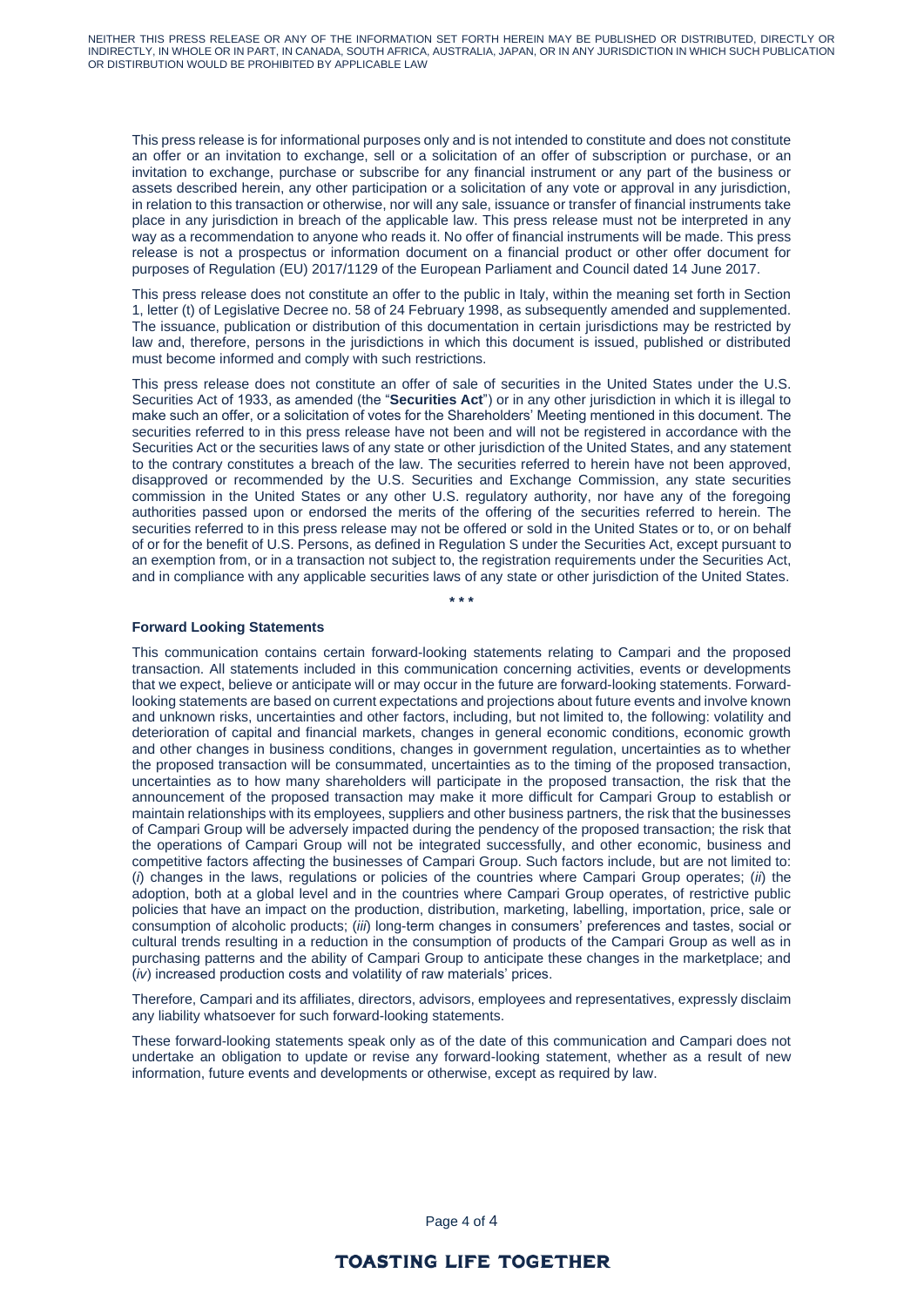This press release is for informational purposes only and is not intended to constitute and does not constitute an offer or an invitation to exchange, sell or a solicitation of an offer of subscription or purchase, or an invitation to exchange, purchase or subscribe for any financial instrument or any part of the business or assets described herein, any other participation or a solicitation of any vote or approval in any jurisdiction, in relation to this transaction or otherwise, nor will any sale, issuance or transfer of financial instruments take place in any jurisdiction in breach of the applicable law. This press release must not be interpreted in any way as a recommendation to anyone who reads it. No offer of financial instruments will be made. This press release is not a prospectus or information document on a financial product or other offer document for purposes of Regulation (EU) 2017/1129 of the European Parliament and Council dated 14 June 2017.

This press release does not constitute an offer to the public in Italy, within the meaning set forth in Section 1, letter (t) of Legislative Decree no. 58 of 24 February 1998, as subsequently amended and supplemented. The issuance, publication or distribution of this documentation in certain jurisdictions may be restricted by law and, therefore, persons in the jurisdictions in which this document is issued, published or distributed must become informed and comply with such restrictions.

This press release does not constitute an offer of sale of securities in the United States under the U.S. Securities Act of 1933, as amended (the "**Securities Act**") or in any other jurisdiction in which it is illegal to make such an offer, or a solicitation of votes for the Shareholders' Meeting mentioned in this document. The securities referred to in this press release have not been and will not be registered in accordance with the Securities Act or the securities laws of any state or other jurisdiction of the United States, and any statement to the contrary constitutes a breach of the law. The securities referred to herein have not been approved, disapproved or recommended by the U.S. Securities and Exchange Commission, any state securities commission in the United States or any other U.S. regulatory authority, nor have any of the foregoing authorities passed upon or endorsed the merits of the offering of the securities referred to herein. The securities referred to in this press release may not be offered or sold in the United States or to, or on behalf of or for the benefit of U.S. Persons, as defined in Regulation S under the Securities Act, except pursuant to an exemption from, or in a transaction not subject to, the registration requirements under the Securities Act, and in compliance with any applicable securities laws of any state or other jurisdiction of the United States.

\* \* \*

**Forward Looking Statements**

This communication contains certain forward-looking statements relating to Campari and the proposed transaction. All statements included in this communication concerning activities, events or developments that we expect, believe or anticipate will or may occur in the future are forward-looking statements. Forward-looking statements are based on current expectations and projections about future events and involve known and unknown risks, uncertainties and other factors, including, but not limited to, the following: volatility and deterioration of capital and financial markets, changes in general economic conditions, economic growth and other changes in business conditions, changes in government regulation, uncertainties as to whether the proposed transaction will be consummated, uncertainties as to the timing of the proposed transaction, uncertainties as to how many shareholders will participate in the proposed transaction, the risk that the announcement of the proposed transaction may make it more difficult for Campari Group to establish or maintain relationships with its employees, suppliers and other business partners, the risk that the businesses of Campari Group will be adversely impacted during the pendency of the proposed transaction; the risk that the operations of Campari Group will not be integrated successfully, and other economic, business and competitive factors affecting the businesses of Campari Group. Such factors include, but are not limited to: (*i*) changes in the laws, regulations or policies of the countries where Campari Group operates; (*ii*) the adoption, both at a global level and in the countries where Campari Group operates, of restrictive public policies that have an impact on the production, distribution, marketing, labelling, importation, price, sale or consumption of alcoholic products; (*iii*) long-term changes in consumers' preferences and tastes, social or cultural trends resulting in a reduction in the consumption of products of the Campari Group as well as in purchasing patterns and the ability of Campari Group to anticipate these changes in the marketplace; and (*iv*) increased production costs and volatility of raw materials' prices.

Therefore, Campari and its affiliates, directors, advisors, employees and representatives, expressly disclaim any liability whatsoever for such forward-looking statements.

These forward-looking statements speak only as of the date of this communication and Campari does not undertake an obligation to update or revise any forward-looking statement, whether as a result of new information, future events and developments or otherwise, except as required by law.